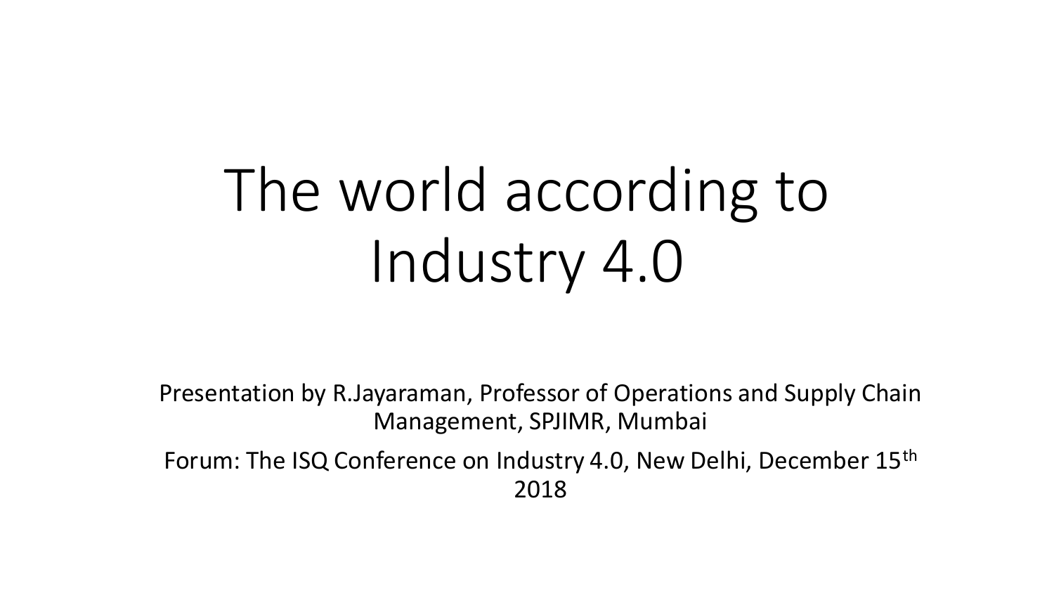# The world according to Industry 4.0

Presentation by R.Jayaraman, Professor of Operations and Supply Chain Management, SPJIMR, Mumbai

Forum: The ISQ Conference on Industry 4.0, New Delhi, December 15th 2018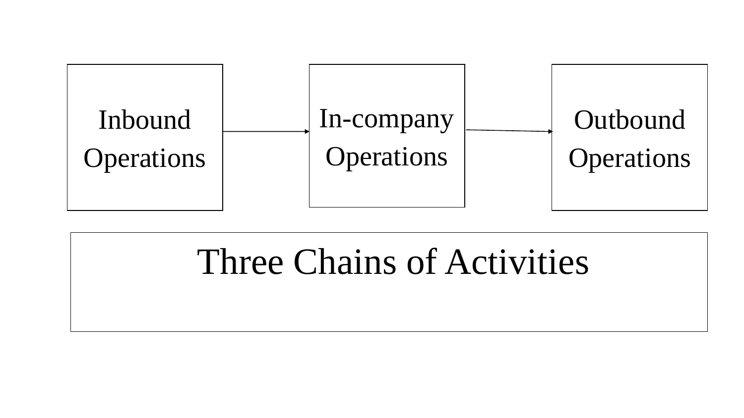Inbound Operations → In-company Operations → Outbound Operations

# Three Chains of Activities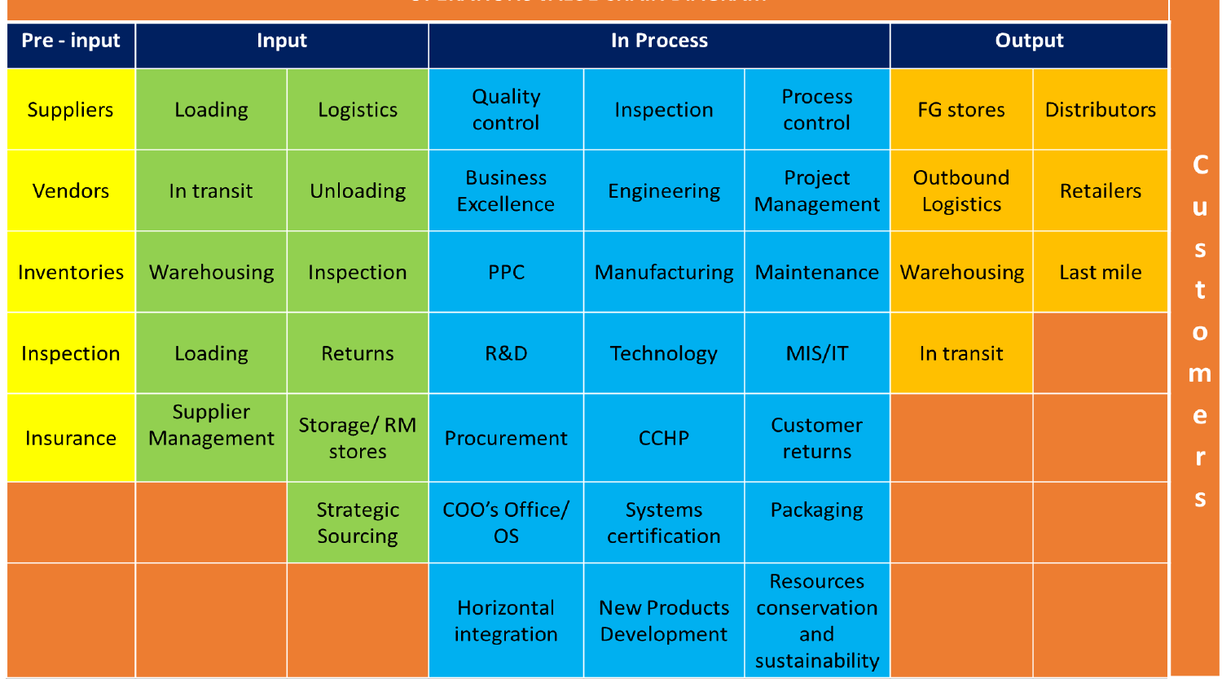| Pre - input | Input | | In Process | | | Output | | |
|---|---|---|---|---|---|---|---|---|
| Suppliers | Loading | Logistics | Quality control | Inspection | Process control | FG stores | Distributors | Customers |
| Vendors | In transit | Unloading | Business Excellence | Engineering | Project Management | Outbound Logistics | Retailers | |
| Inventories | Warehousing | Inspection | PPC | Manufacturing | Maintenance | Warehousing | Last mile | |
| Inspection | Loading | Returns | R&D | Technology | MIS/IT | In transit | | |
| Insurance | Supplier Management | Storage/ RM stores | Procurement | CCHP | Customer returns | | | |
| | | Strategic Sourcing | COO's Office/ OS | Systems certification | Packaging | | | |
| | | | Horizontal integration | New Products Development | Resources conservation and sustainability | | | |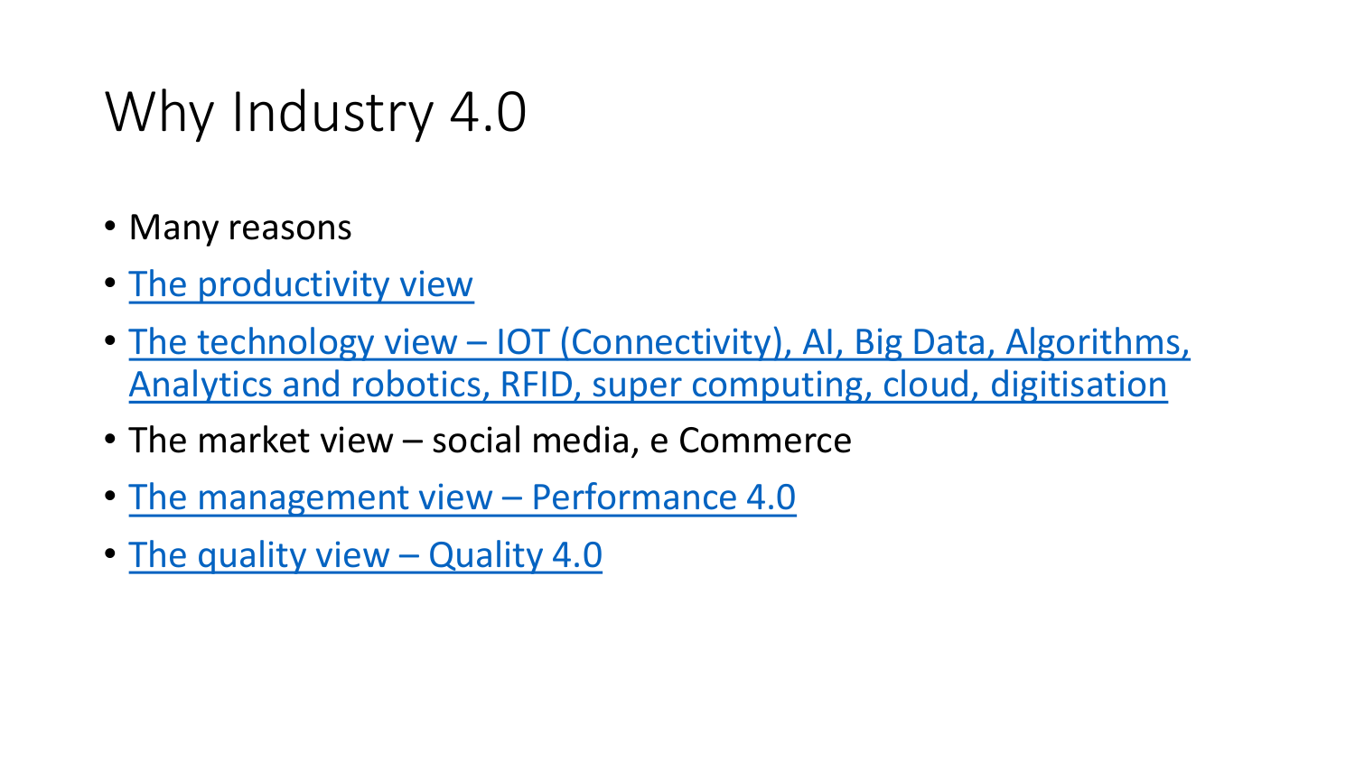# Why Industry 4.0

- Many reasons
- The productivity view
- The technology view – IOT (Connectivity), AI, Big Data, Algorithms, Analytics and robotics, RFID, super computing, cloud, digitisation
- The market view – social media, e Commerce
- The management view – Performance 4.0
- The quality view – Quality 4.0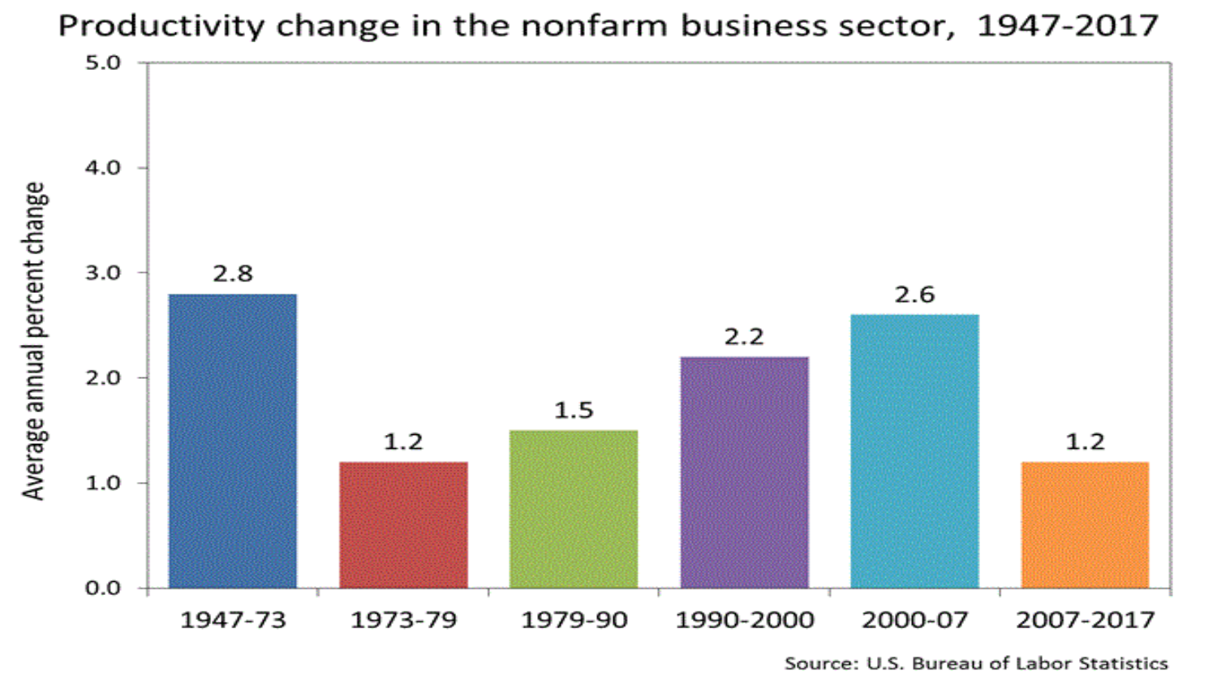## Productivity change in the nonfarm business sector, 1947-2017

| Period | Average annual percent change |
| --- | --- |
| 1947-73 | 2.8 |
| 1973-79 | 1.2 |
| 1979-90 | 1.5 |
| 1990-2000 | 2.2 |
| 2000-07 | 2.6 |
| 2007-2017 | 1.2 |

Source: U.S. Bureau of Labor Statistics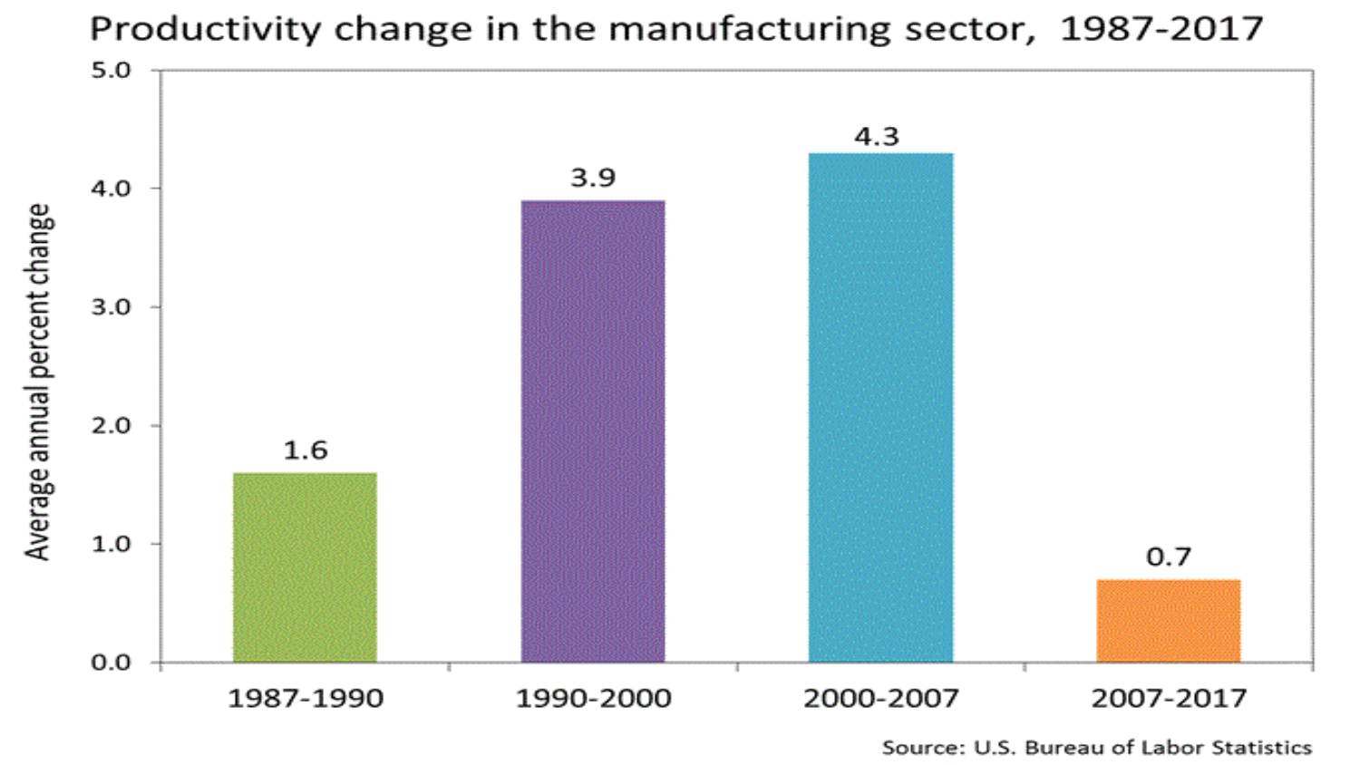# Productivity change in the manufacturing sector, 1987-2017

| Period | Average annual percent change |
|---|---|
| 1987-1990 | 1.6 |
| 1990-2000 | 3.9 |
| 2000-2007 | 4.3 |
| 2007-2017 | 0.7 |

Source: U.S. Bureau of Labor Statistics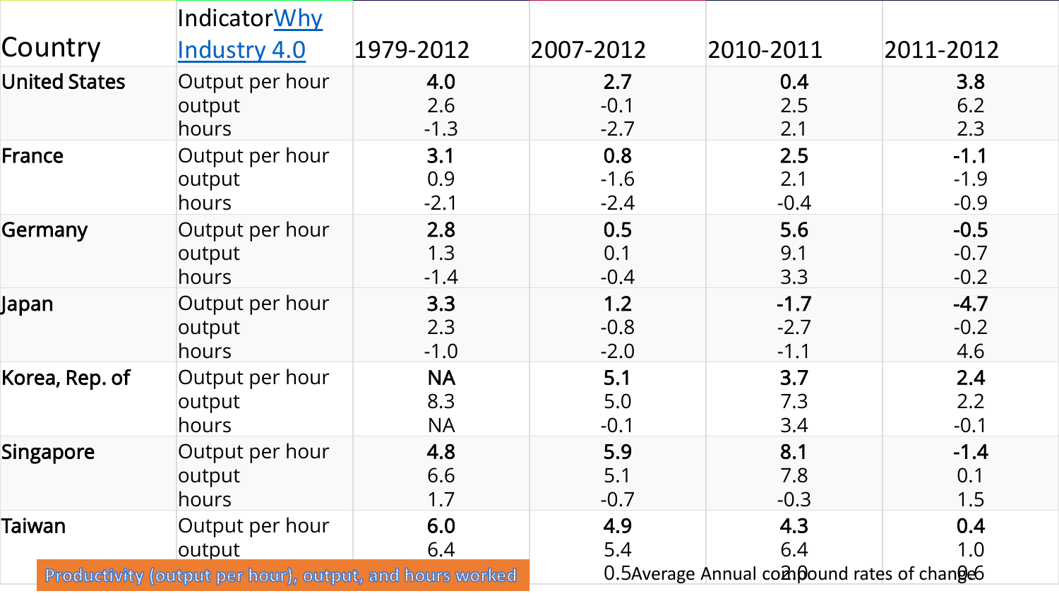| Country | Indicator Why Industry 4.0 | 1979-2012 | 2007-2012 | 2010-2011 | 2011-2012 |
|---|---|---|---|---|---|
| United States | Output per hour | **4.0** | **2.7** | **0.4** | **3.8** |
| | output | 2.6 | -0.1 | 2.5 | 6.2 |
| | hours | -1.3 | -2.7 | 2.1 | 2.3 |
| France | Output per hour | **3.1** | **0.8** | **2.5** | **-1.1** |
| | output | 0.9 | -1.6 | 2.1 | -1.9 |
| | hours | -2.1 | -2.4 | -0.4 | -0.9 |
| Germany | Output per hour | **2.8** | **0.5** | **5.6** | **-0.5** |
| | output | 1.3 | 0.1 | 9.1 | -0.7 |
| | hours | -1.4 | -0.4 | 3.3 | -0.2 |
| Japan | Output per hour | **3.3** | **1.2** | **-1.7** | **-4.7** |
| | output | 2.3 | -0.8 | -2.7 | -0.2 |
| | hours | -1.0 | -2.0 | -1.1 | 4.6 |
| Korea, Rep. of | Output per hour | **NA** | **5.1** | **3.7** | **2.4** |
| | output | 8.3 | 5.0 | 7.3 | 2.2 |
| | hours | NA | -0.1 | 3.4 | -0.1 |
| Singapore | Output per hour | **4.8** | **5.9** | **8.1** | **-1.4** |
| | output | 6.6 | 5.1 | 7.8 | 0.1 |
| | hours | 1.7 | -0.7 | -0.3 | 1.5 |
| Taiwan | Output per hour | **6.0** | **4.9** | **4.3** | **0.4** |
| | output | 6.4 | 5.4 | 6.4 | 1.0 |
| | hours | | 0.5 | 2.0 | 0.6 |

Productivity (output per hour), output, and hours worked

Average Annual compound rates of change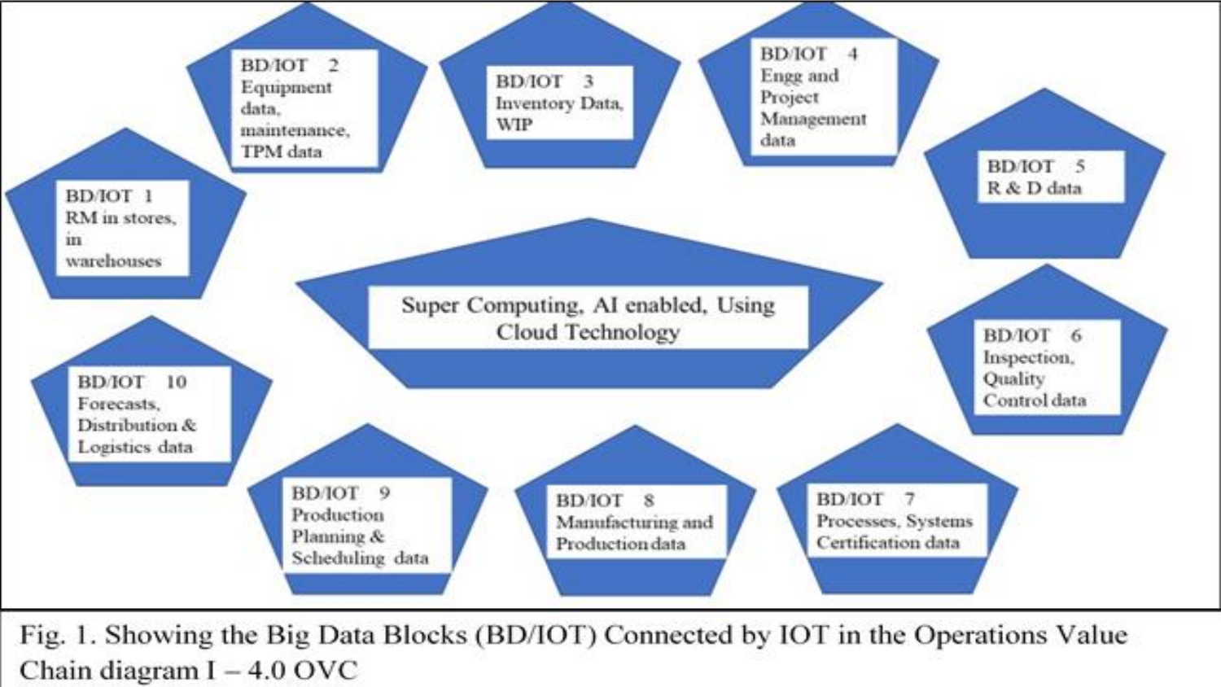BD/IOT 1
RM in stores, in warehouses

BD/IOT 2
Equipment data, maintenance, TPM data

BD/IOT 3
Inventory Data, WIP

BD/IOT 4
Engg and Project Management data

BD/IOT 5
R & D data

Super Computing, AI enabled, Using Cloud Technology

BD/IOT 6
Inspection, Quality Control data

BD/IOT 7
Processes, Systems Certification data

BD/IOT 8
Manufacturing and Production data

BD/IOT 9
Production Planning & Scheduling data

BD/IOT 10
Forecasts, Distribution & Logistics data

Fig. 1. Showing the Big Data Blocks (BD/IOT) Connected by IOT in the Operations Value Chain diagram I – 4.0 OVC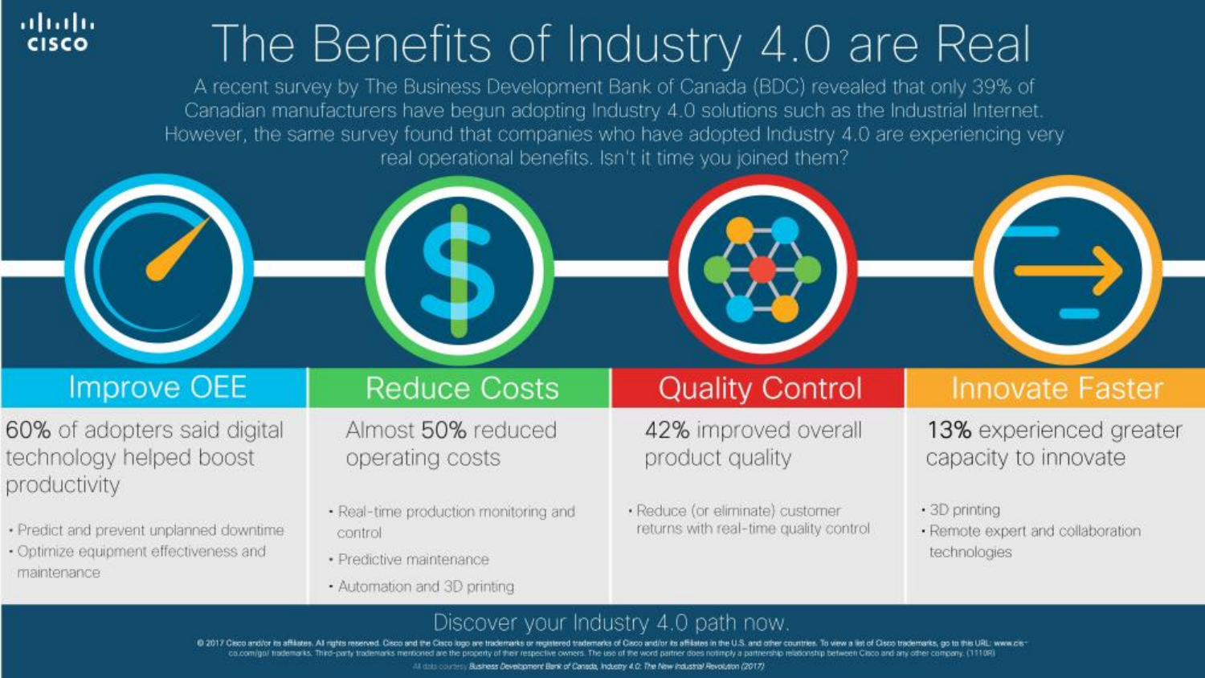# The Benefits of Industry 4.0 are Real

A recent survey by The Business Development Bank of Canada (BDC) revealed that only 39% of Canadian manufacturers have begun adopting Industry 4.0 solutions such as the Industrial Internet. However, the same survey found that companies who have adopted Industry 4.0 are experiencing very real operational benefits. Isn't it time you joined them?

## Improve OEE

**60%** of adopters said digital technology helped boost productivity

- Predict and prevent unplanned downtime
- Optimize equipment effectiveness and maintenance

## Reduce Costs

Almost **50%** reduced operating costs

- Real-time production monitoring and control
- Predictive maintenance
- Automation and 3D printing

## Quality Control

**42%** improved overall product quality

- Reduce (or eliminate) customer returns with real-time quality control

## Innovate Faster

**13%** experienced greater capacity to innovate

- 3D printing
- Remote expert and collaboration technologies

Discover your Industry 4.0 path now.

© 2017 Cisco and/or its affiliates. All rights reserved. Cisco and the Cisco logo are trademarks or registered trademarks of Cisco and/or its affiliates in the U.S. and other countries. To view a list of Cisco trademarks, go to this URL: www.cisco.com/go/trademarks. Third-party trademarks mentioned are the property of their respective owners. The use of the word partner does not imply a partnership relationship between Cisco and any other company. (1110R)

All data courtesy *Business Development Bank of Canada, Industry 4.0: The New Industrial Revolution (2017)*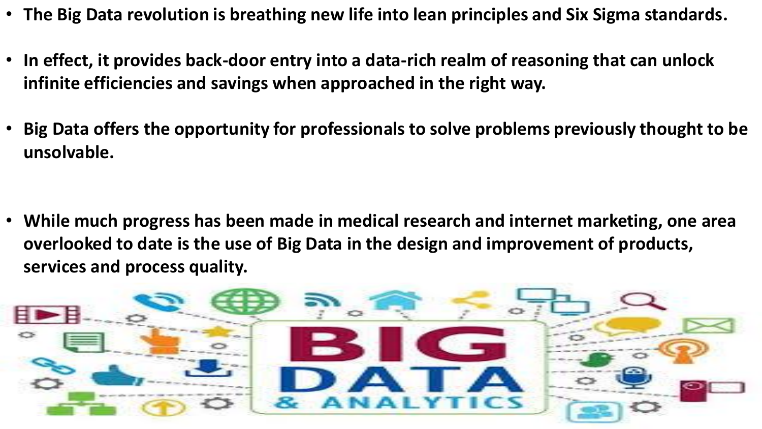- **The Big Data revolution is breathing new life into lean principles and Six Sigma standards.**
- **In effect, it provides back-door entry into a data-rich realm of reasoning that can unlock infinite efficiencies and savings when approached in the right way.**
- **Big Data offers the opportunity for professionals to solve problems previously thought to be unsolvable.**
- **While much progress has been made in medical research and internet marketing, one area overlooked to date is the use of Big Data in the design and improvement of products, services and process quality.**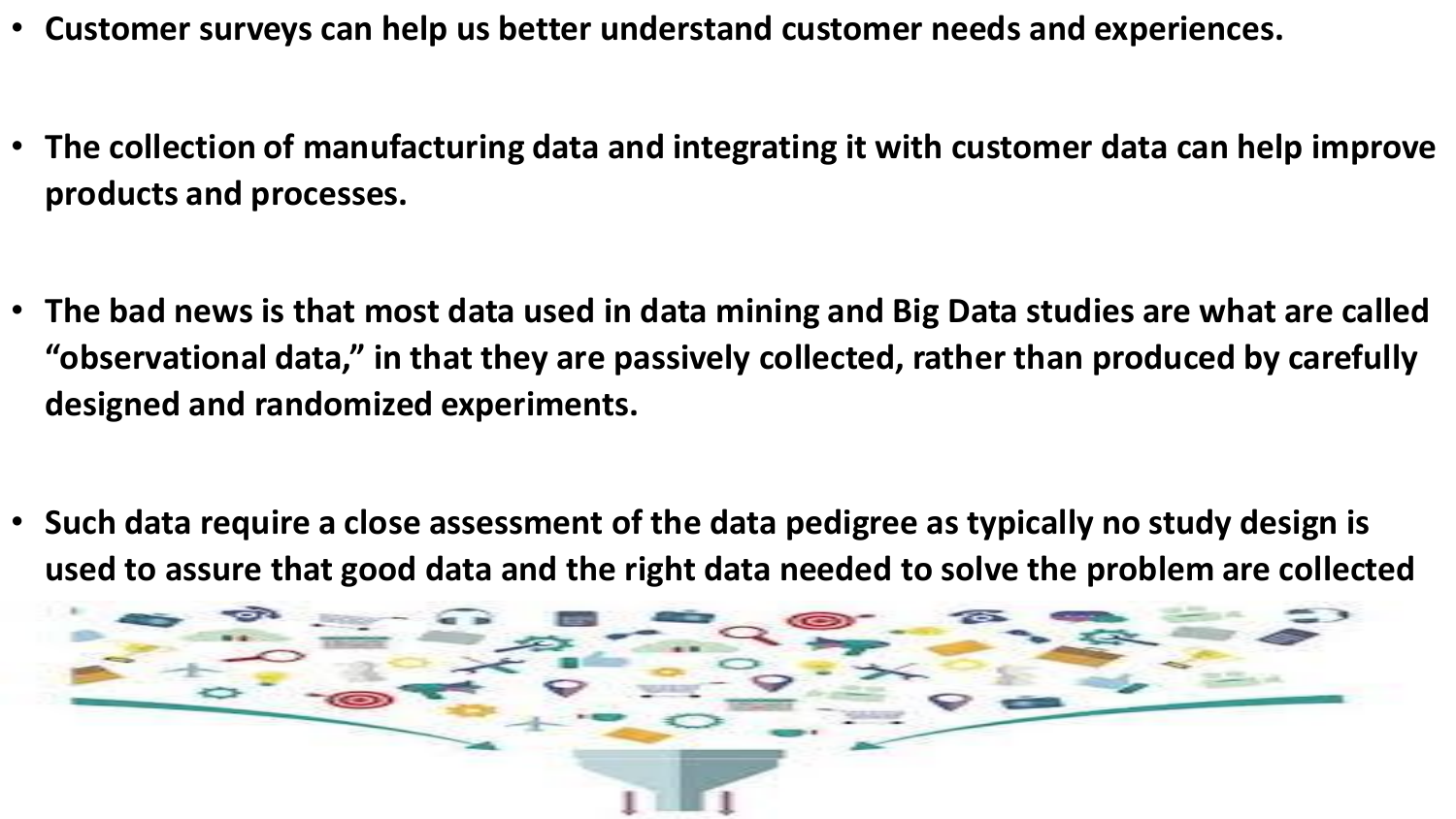- **Customer surveys can help us better understand customer needs and experiences.**

- **The collection of manufacturing data and integrating it with customer data can help improve products and processes.**

- **The bad news is that most data used in data mining and Big Data studies are what are called "observational data," in that they are passively collected, rather than produced by carefully designed and randomized experiments.**

- **Such data require a close assessment of the data pedigree as typically no study design is used to assure that good data and the right data needed to solve the problem are collected**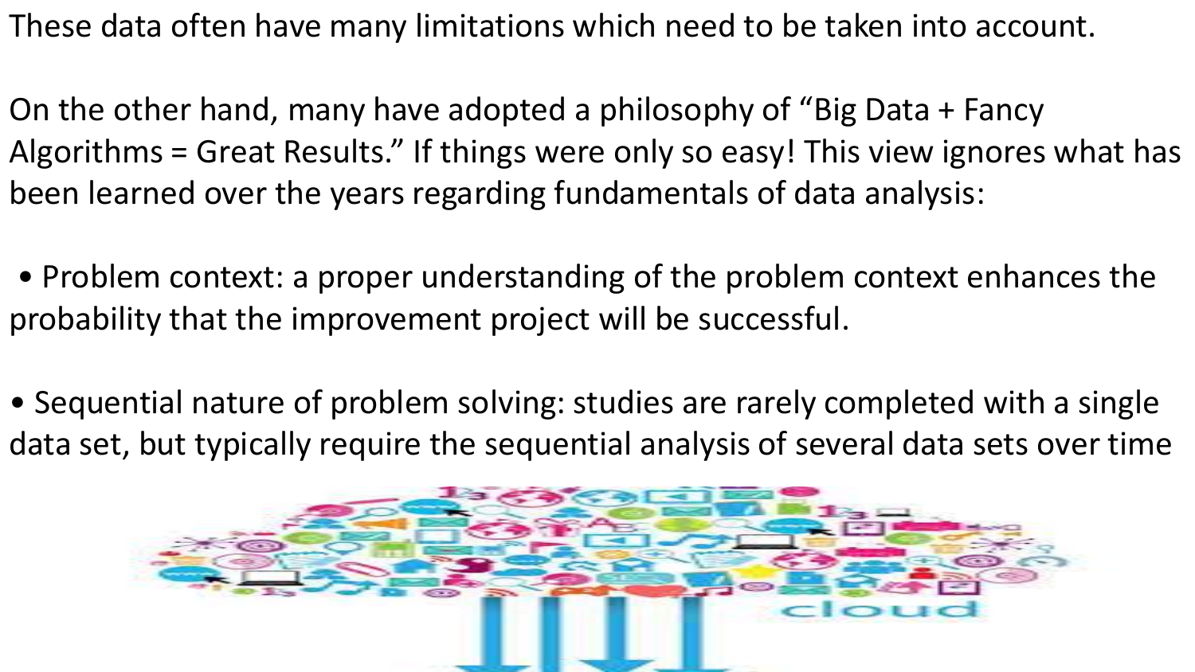These data often have many limitations which need to be taken into account.

On the other hand, many have adopted a philosophy of “Big Data + Fancy Algorithms = Great Results.” If things were only so easy! This view ignores what has been learned over the years regarding fundamentals of data analysis:

- Problem context: a proper understanding of the problem context enhances the probability that the improvement project will be successful.

- Sequential nature of problem solving: studies are rarely completed with a single data set, but typically require the sequential analysis of several data sets over time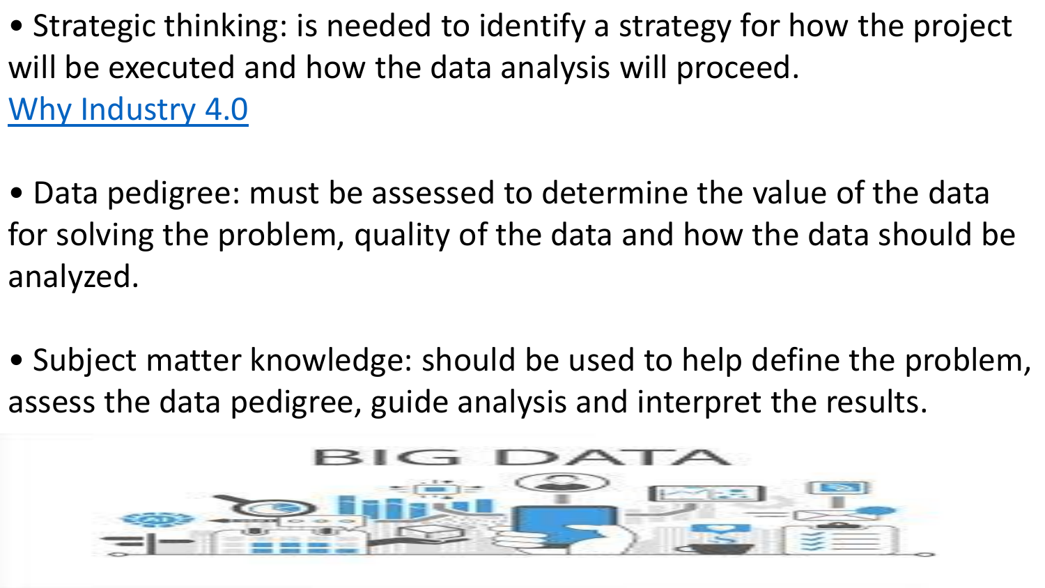- Strategic thinking: is needed to identify a strategy for how the project will be executed and how the data analysis will proceed.

Why Industry 4.0

- Data pedigree: must be assessed to determine the value of the data for solving the problem, quality of the data and how the data should be analyzed.

- Subject matter knowledge: should be used to help define the problem, assess the data pedigree, guide analysis and interpret the results.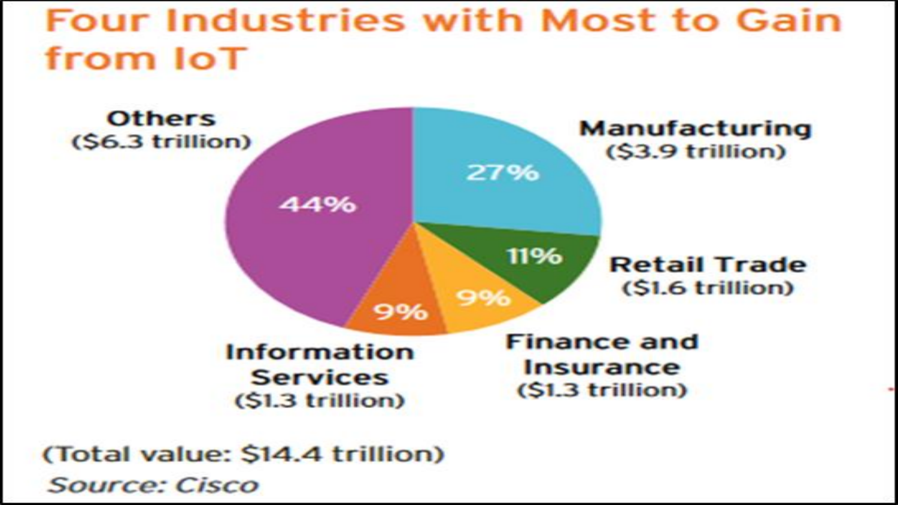# Four Industries with Most to Gain from IoT

| Industry | Value | Share |
|---|---|---|
| Manufacturing | ($3.9 trillion) | 27% |
| Retail Trade | ($1.6 trillion) | 11% |
| Finance and Insurance | ($1.3 trillion) | 9% |
| Information Services | ($1.3 trillion) | 9% |
| Others | ($6.3 trillion) | 44% |

(Total value: $14.4 trillion)

*Source: Cisco*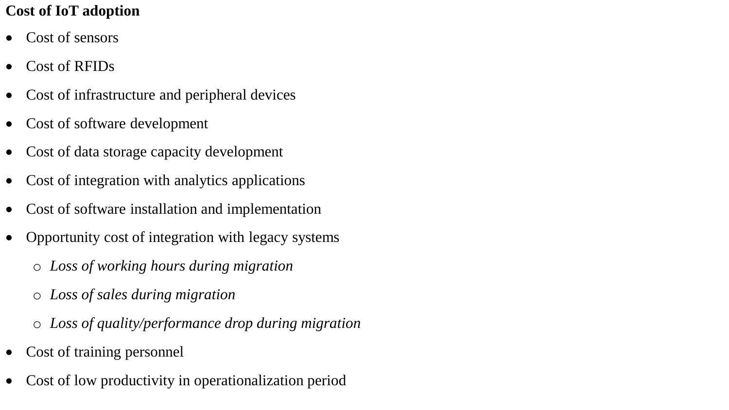**Cost of IoT adoption**

- Cost of sensors
- Cost of RFIDs
- Cost of infrastructure and peripheral devices
- Cost of software development
- Cost of data storage capacity development
- Cost of integration with analytics applications
- Cost of software installation and implementation
- Opportunity cost of integration with legacy systems
    - *Loss of working hours during migration*
    - *Loss of sales during migration*
    - *Loss of quality/performance drop during migration*
- Cost of training personnel
- Cost of low productivity in operationalization period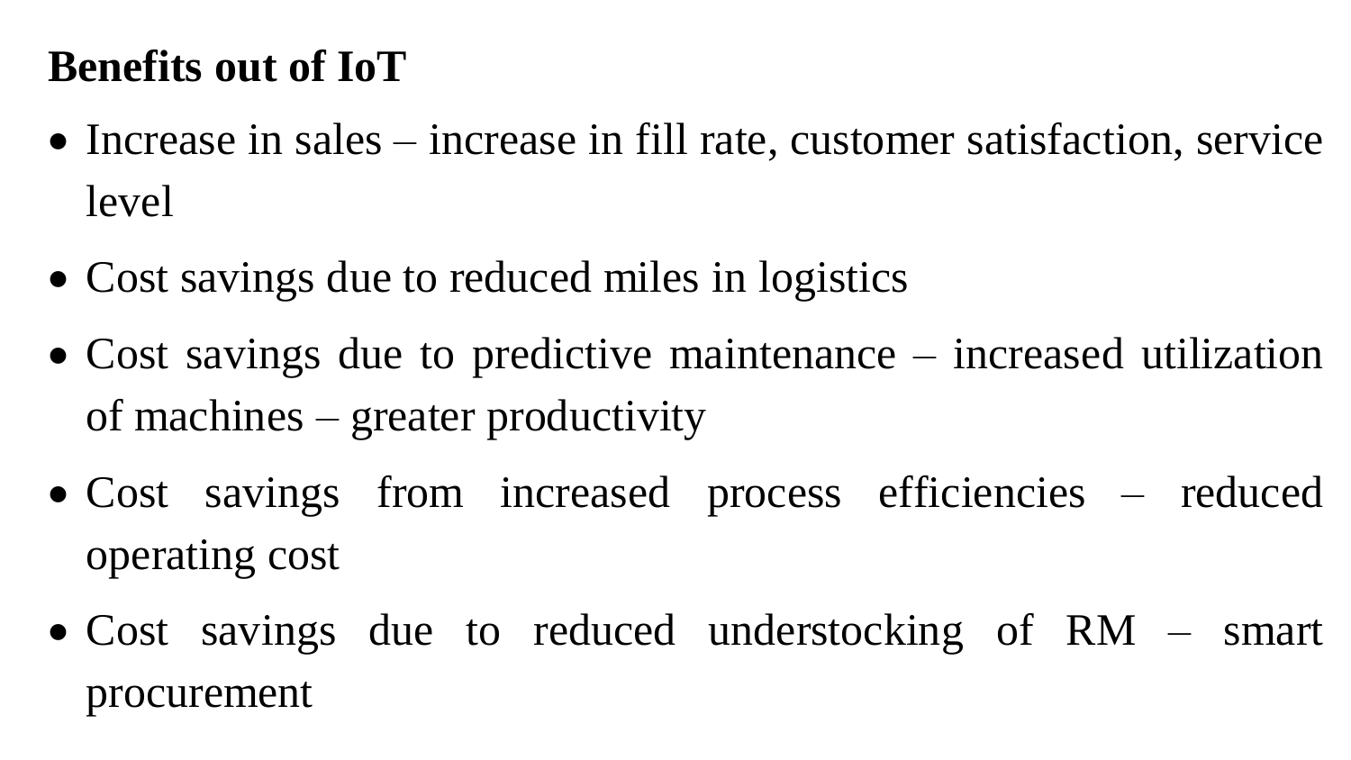**Benefits out of IoT**

- Increase in sales – increase in fill rate, customer satisfaction, service level
- Cost savings due to reduced miles in logistics
- Cost savings due to predictive maintenance – increased utilization of machines – greater productivity
- Cost savings from increased process efficiencies – reduced operating cost
- Cost savings due to reduced understocking of RM – smart procurement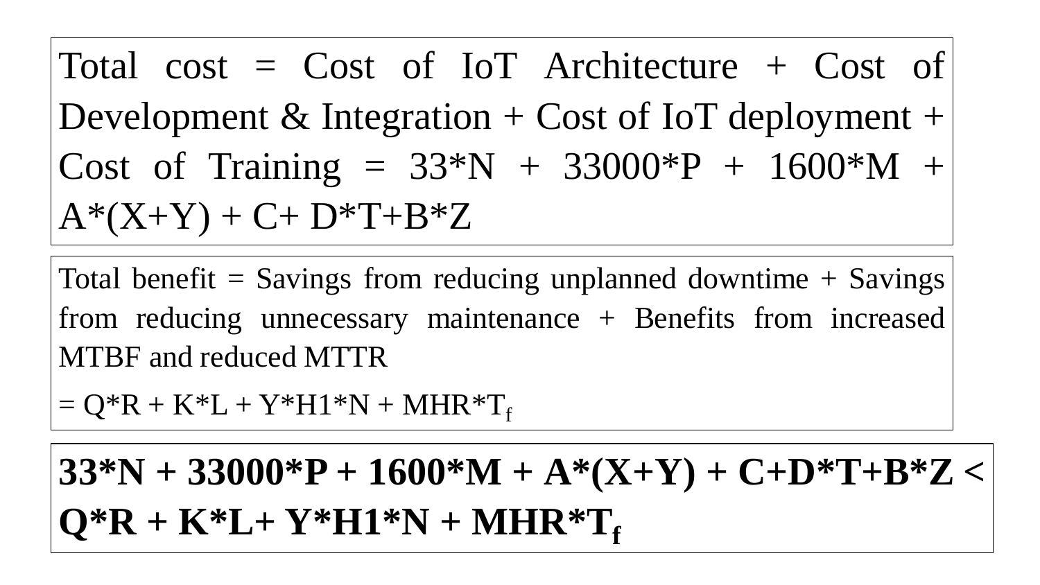Total cost = Cost of IoT Architecture + Cost of Development & Integration + Cost of IoT deployment + Cost of Training = $33*N + 33000*P + 1600*M + A*(X+Y) + C + D*T + B*Z$

Total benefit = Savings from reducing unplanned downtime + Savings from reducing unnecessary maintenance + Benefits from increased MTBF and reduced MTTR

$= Q*R + K*L + Y*H1*N + MHR*T_f$

$$\mathbf{33*N + 33000*P + 1600*M + A*(X+Y) + C + D*T + B*Z < Q*R + K*L + Y*H1*N + MHR*T_f}$$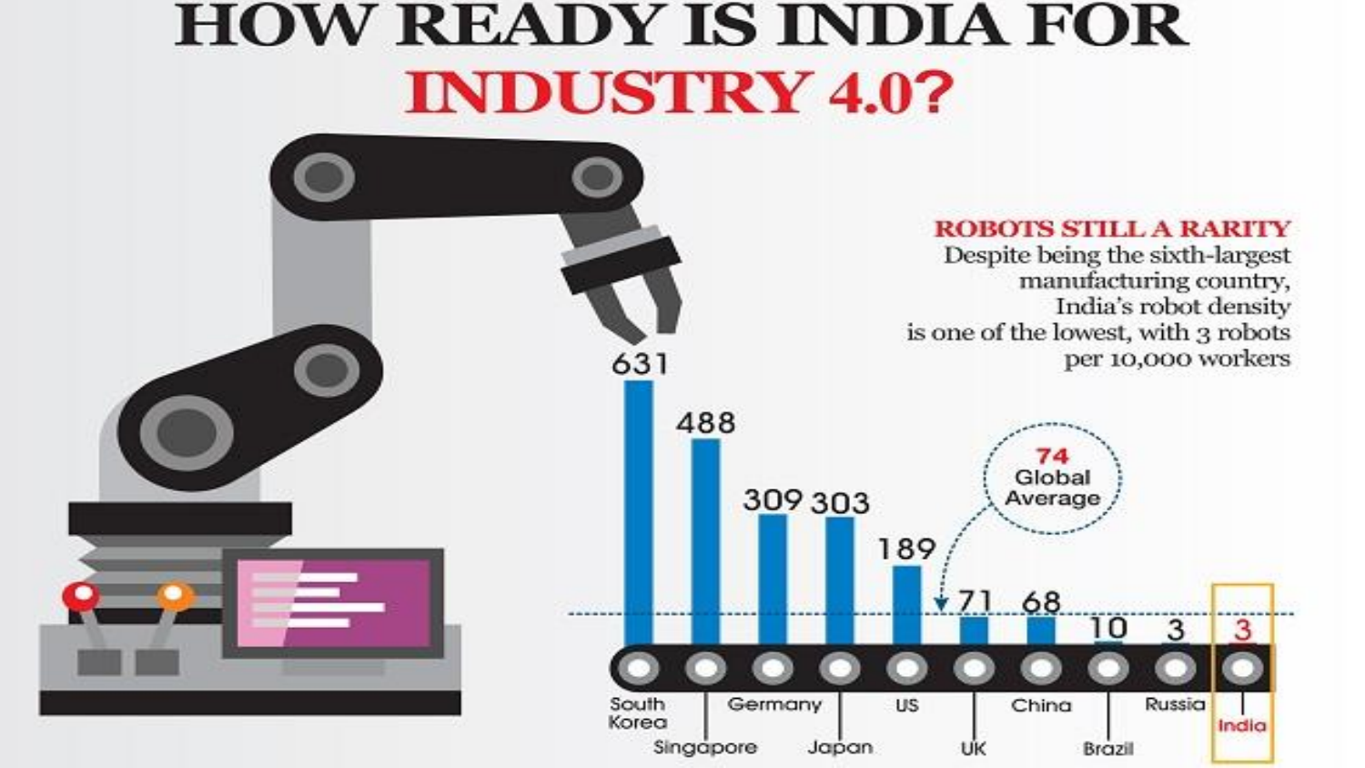# HOW READY IS INDIA FOR INDUSTRY 4.0?

**ROBOTS STILL A RARITY**

Despite being the sixth-largest manufacturing country, India's robot density is one of the lowest, with 3 robots per 10,000 workers

| Country | Robots per 10,000 workers |
|---|---|
| South Korea | 631 |
| Singapore | 488 |
| Germany | 309 |
| Japan | 303 |
| US | 189 |
| UK | 71 |
| China | 68 |
| Brazil | 10 |
| Russia | 3 |
| India | 3 |

74 Global Average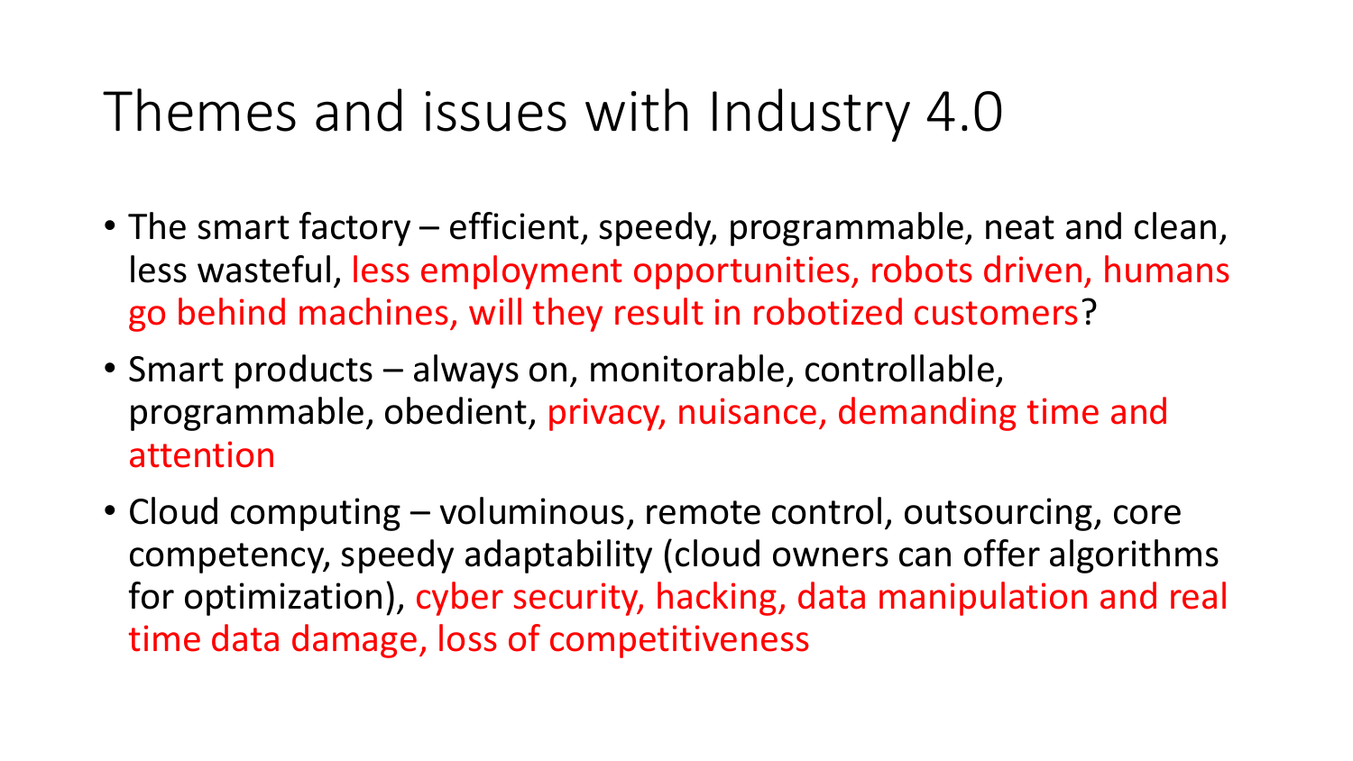# Themes and issues with Industry 4.0

- The smart factory – efficient, speedy, programmable, neat and clean, less wasteful, less employment opportunities, robots driven, humans go behind machines, will they result in robotized customers?
- Smart products – always on, monitorable, controllable, programmable, obedient, privacy, nuisance, demanding time and attention
- Cloud computing – voluminous, remote control, outsourcing, core competency, speedy adaptability (cloud owners can offer algorithms for optimization), cyber security, hacking, data manipulation and real time data damage, loss of competitiveness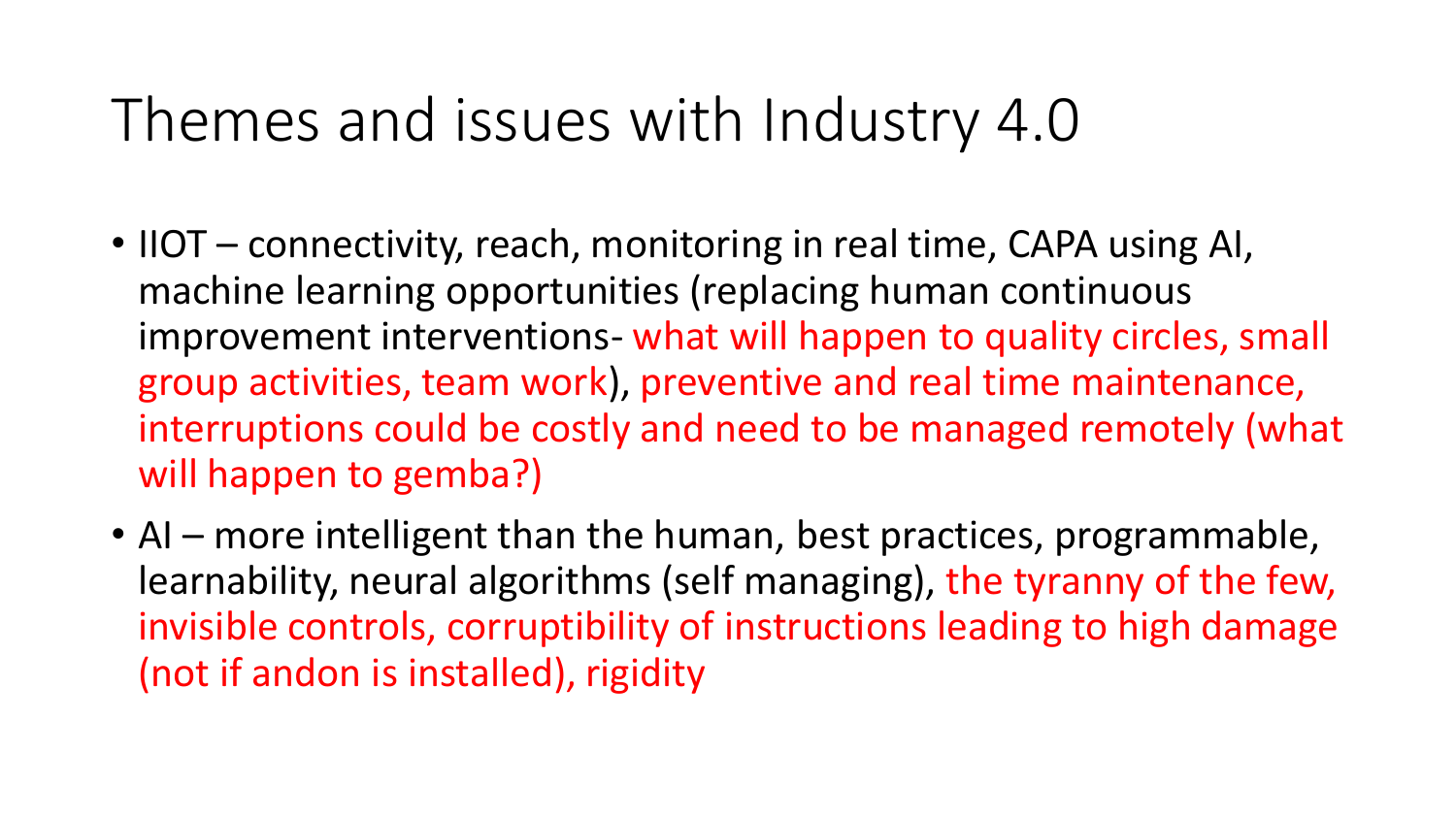# Themes and issues with Industry 4.0

- IIOT – connectivity, reach, monitoring in real time, CAPA using AI, machine learning opportunities (replacing human continuous improvement interventions- what will happen to quality circles, small group activities, team work), preventive and real time maintenance, interruptions could be costly and need to be managed remotely (what will happen to gemba?)
- AI – more intelligent than the human, best practices, programmable, learnability, neural algorithms (self managing), the tyranny of the few, invisible controls, corruptibility of instructions leading to high damage (not if andon is installed), rigidity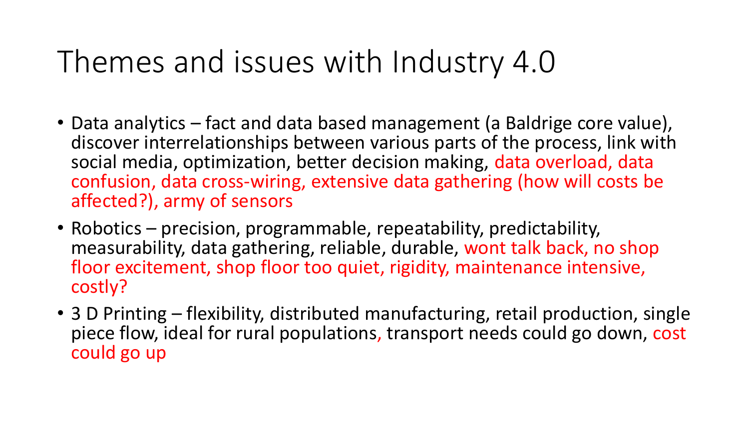# Themes and issues with Industry 4.0

- Data analytics – fact and data based management (a Baldrige core value), discover interrelationships between various parts of the process, link with social media, optimization, better decision making, data overload, data confusion, data cross-wiring, extensive data gathering (how will costs be affected?), army of sensors
- Robotics – precision, programmable, repeatability, predictability, measurability, data gathering, reliable, durable, wont talk back, no shop floor excitement, shop floor too quiet, rigidity, maintenance intensive, costly?
- 3 D Printing – flexibility, distributed manufacturing, retail production, single piece flow, ideal for rural populations, transport needs could go down, cost could go up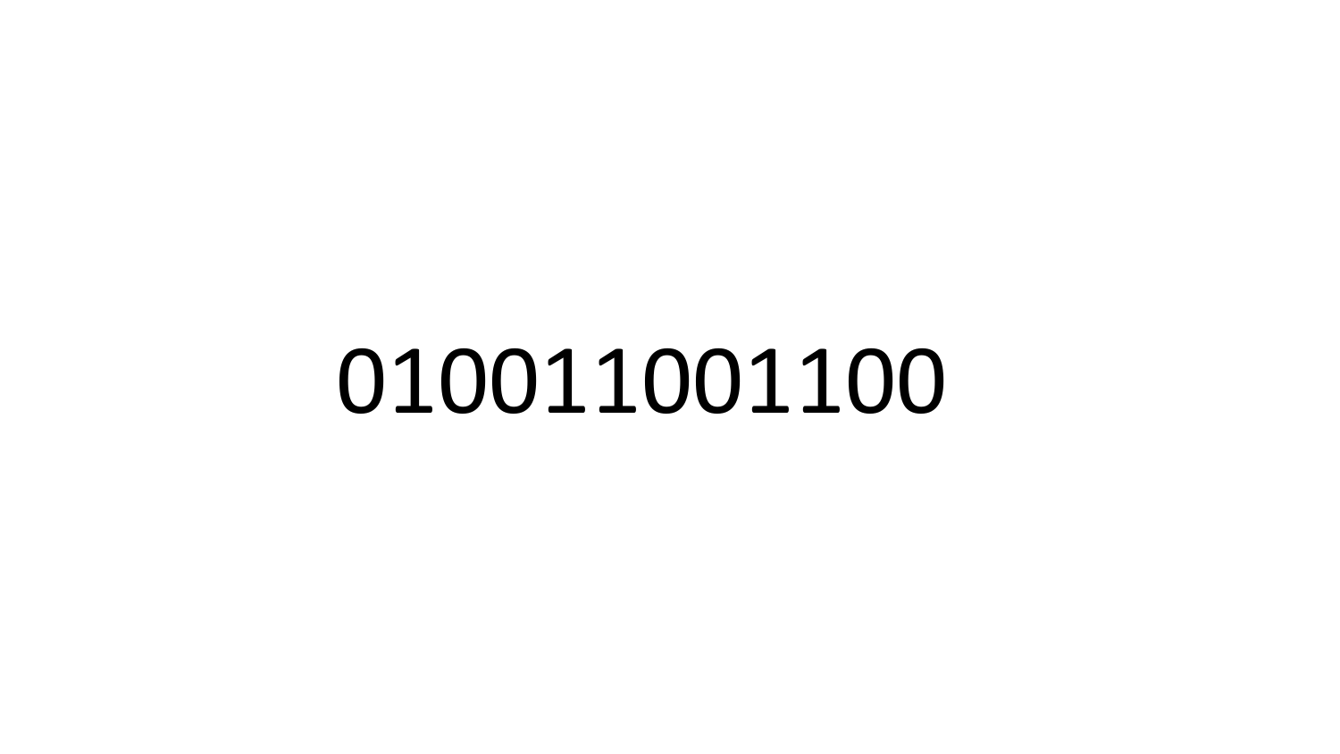010011001100